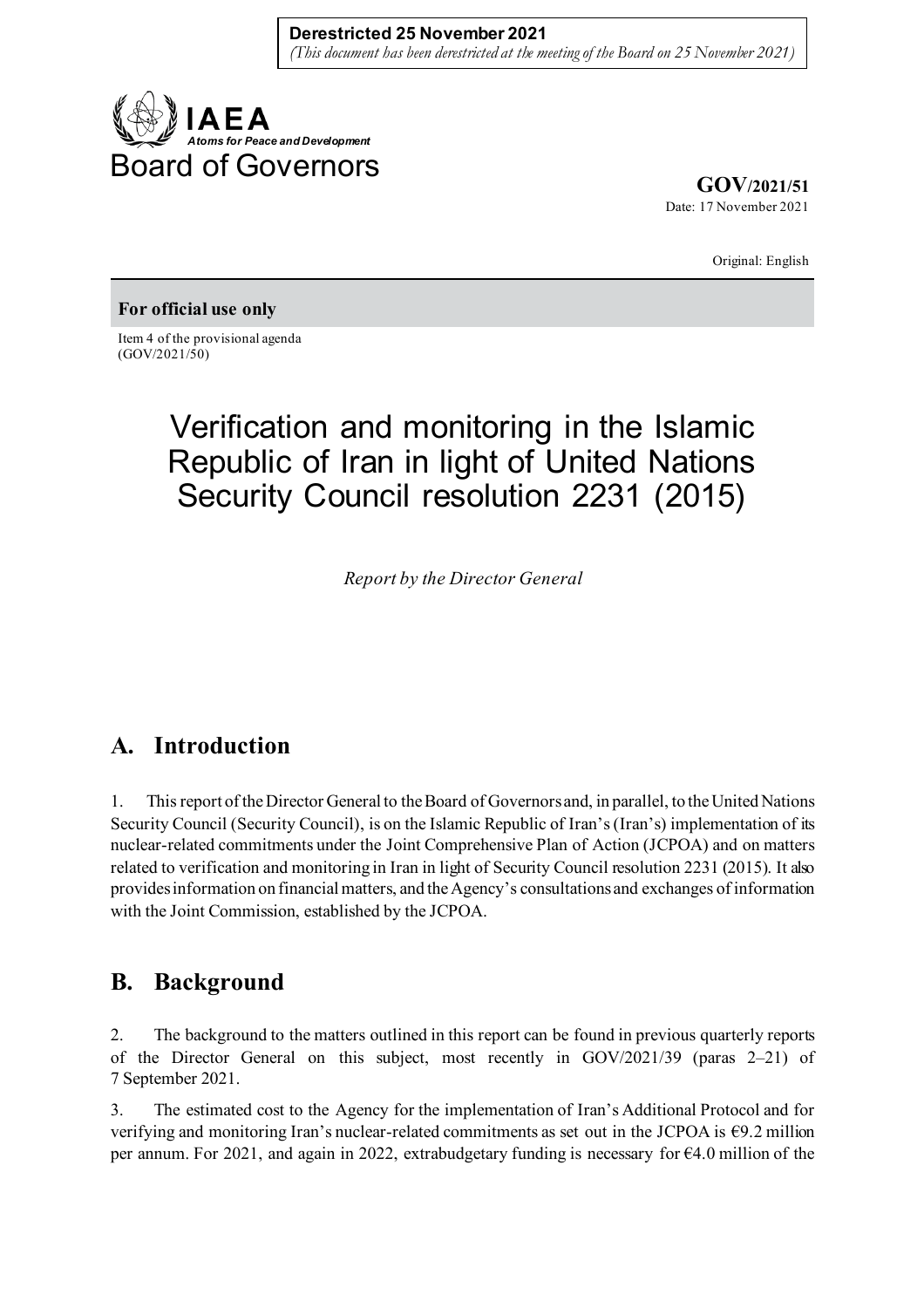**Derestricted 25 November 2021**
*(This document has been derestricted at the meeting of the Board on 25 November 2021)*

**IAEA**
*Atoms for Peace and Development*

Board of Governors

**GOV/2021/51**
Date: 17 November 2021

Original: English

**For official use only**

Item 4 of the provisional agenda
(GOV/2021/50)

# Verification and monitoring in the Islamic Republic of Iran in light of United Nations Security Council resolution 2231 (2015)

*Report by the Director General*

## A. Introduction

1. This report of the Director General to the Board of Governors and, in parallel, to the United Nations Security Council (Security Council), is on the Islamic Republic of Iran's (Iran's) implementation of its nuclear-related commitments under the Joint Comprehensive Plan of Action (JCPOA) and on matters related to verification and monitoring in Iran in light of Security Council resolution 2231 (2015). It also provides information on financial matters, and the Agency's consultations and exchanges of information with the Joint Commission, established by the JCPOA.

## B. Background

2. The background to the matters outlined in this report can be found in previous quarterly reports of the Director General on this subject, most recently in GOV/2021/39 (paras 2–21) of 7 September 2021.

3. The estimated cost to the Agency for the implementation of Iran's Additional Protocol and for verifying and monitoring Iran's nuclear-related commitments as set out in the JCPOA is €9.2 million per annum. For 2021, and again in 2022, extrabudgetary funding is necessary for €4.0 million of the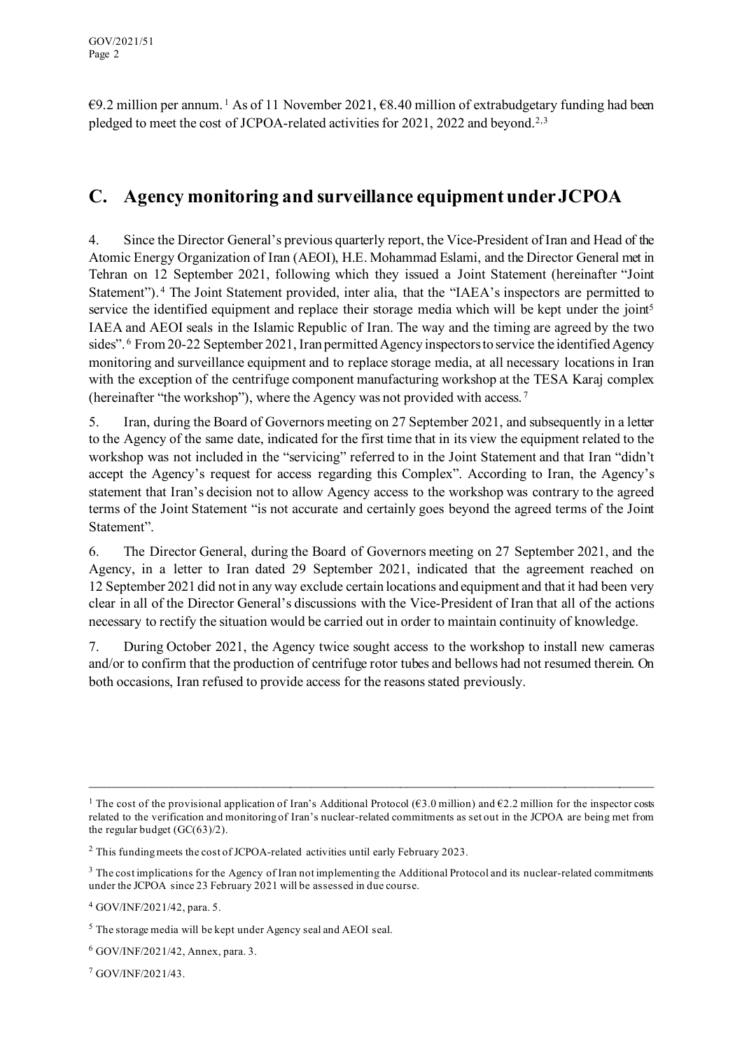€9.2 million per annum.[1] As of 11 November 2021, €8.40 million of extrabudgetary funding had been pledged to meet the cost of JCPOA-related activities for 2021, 2022 and beyond.[2,3]

## C. Agency monitoring and surveillance equipment under JCPOA

4. Since the Director General's previous quarterly report, the Vice-President of Iran and Head of the Atomic Energy Organization of Iran (AEOI), H.E. Mohammad Eslami, and the Director General met in Tehran on 12 September 2021, following which they issued a Joint Statement (hereinafter "Joint Statement").[4] The Joint Statement provided, inter alia, that the "IAEA's inspectors are permitted to service the identified equipment and replace their storage media which will be kept under the joint[5] IAEA and AEOI seals in the Islamic Republic of Iran. The way and the timing are agreed by the two sides".[6] From 20-22 September 2021, Iran permitted Agency inspectors to service the identified Agency monitoring and surveillance equipment and to replace storage media, at all necessary locations in Iran with the exception of the centrifuge component manufacturing workshop at the TESA Karaj complex (hereinafter "the workshop"), where the Agency was not provided with access.[7]

5. Iran, during the Board of Governors meeting on 27 September 2021, and subsequently in a letter to the Agency of the same date, indicated for the first time that in its view the equipment related to the workshop was not included in the "servicing" referred to in the Joint Statement and that Iran "didn't accept the Agency's request for access regarding this Complex". According to Iran, the Agency's statement that Iran's decision not to allow Agency access to the workshop was contrary to the agreed terms of the Joint Statement "is not accurate and certainly goes beyond the agreed terms of the Joint Statement".

6. The Director General, during the Board of Governors meeting on 27 September 2021, and the Agency, in a letter to Iran dated 29 September 2021, indicated that the agreement reached on 12 September 2021 did not in any way exclude certain locations and equipment and that it had been very clear in all of the Director General's discussions with the Vice-President of Iran that all of the actions necessary to rectify the situation would be carried out in order to maintain continuity of knowledge.

7. During October 2021, the Agency twice sought access to the workshop to install new cameras and/or to confirm that the production of centrifuge rotor tubes and bellows had not resumed therein. On both occasions, Iran refused to provide access for the reasons stated previously.

---

[1] The cost of the provisional application of Iran's Additional Protocol (€3.0 million) and €2.2 million for the inspector costs related to the verification and monitoring of Iran's nuclear-related commitments as set out in the JCPOA are being met from the regular budget (GC(63)/2).

[2] This funding meets the cost of JCPOA-related activities until early February 2023.

[3] The cost implications for the Agency of Iran not implementing the Additional Protocol and its nuclear-related commitments under the JCPOA since 23 February 2021 will be assessed in due course.

[4] GOV/INF/2021/42, para. 5.

[5] The storage media will be kept under Agency seal and AEOI seal.

[6] GOV/INF/2021/42, Annex, para. 3.

[7] GOV/INF/2021/43.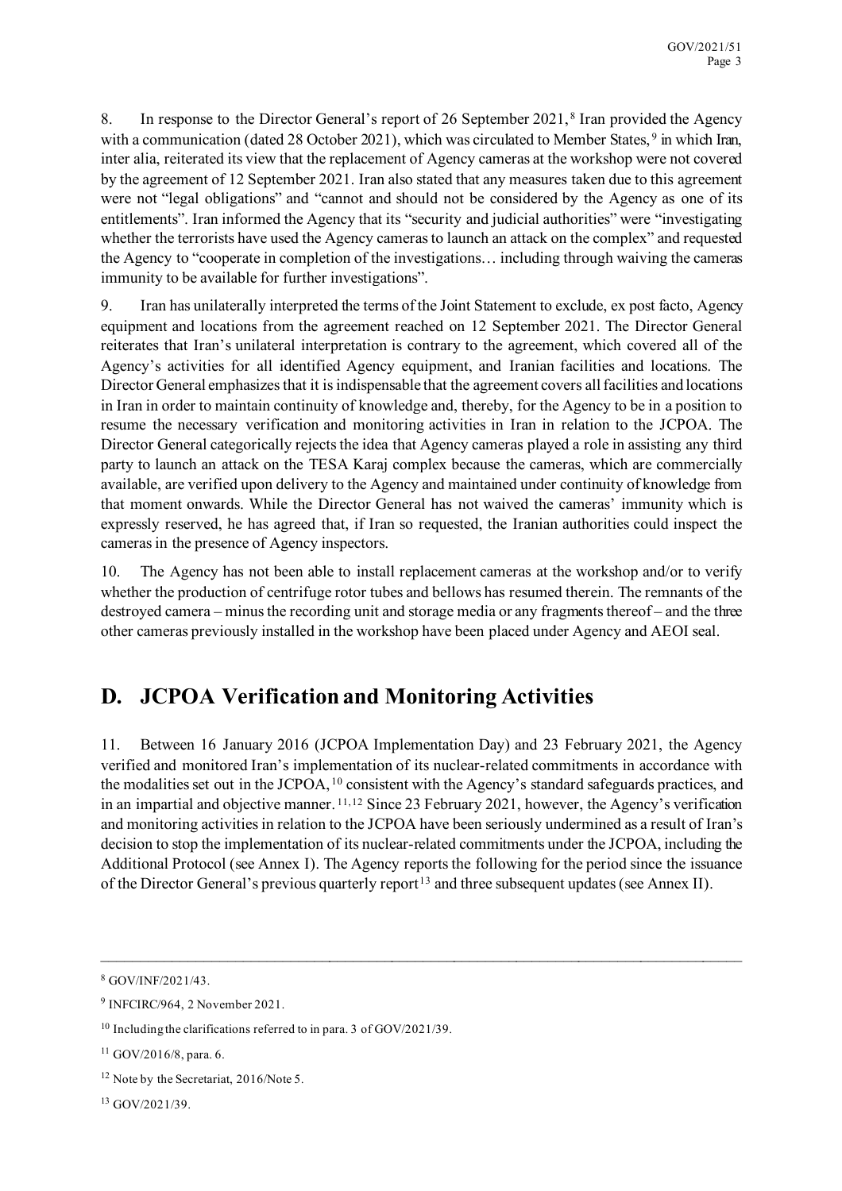8. In response to the Director General's report of 26 September 2021,[8] Iran provided the Agency with a communication (dated 28 October 2021), which was circulated to Member States,[9] in which Iran, inter alia, reiterated its view that the replacement of Agency cameras at the workshop were not covered by the agreement of 12 September 2021. Iran also stated that any measures taken due to this agreement were not "legal obligations" and "cannot and should not be considered by the Agency as one of its entitlements". Iran informed the Agency that its "security and judicial authorities" were "investigating whether the terrorists have used the Agency cameras to launch an attack on the complex" and requested the Agency to "cooperate in completion of the investigations… including through waiving the cameras immunity to be available for further investigations".

9. Iran has unilaterally interpreted the terms of the Joint Statement to exclude, ex post facto, Agency equipment and locations from the agreement reached on 12 September 2021. The Director General reiterates that Iran's unilateral interpretation is contrary to the agreement, which covered all of the Agency's activities for all identified Agency equipment, and Iranian facilities and locations. The Director General emphasizes that it is indispensable that the agreement covers all facilities and locations in Iran in order to maintain continuity of knowledge and, thereby, for the Agency to be in a position to resume the necessary verification and monitoring activities in Iran in relation to the JCPOA. The Director General categorically rejects the idea that Agency cameras played a role in assisting any third party to launch an attack on the TESA Karaj complex because the cameras, which are commercially available, are verified upon delivery to the Agency and maintained under continuity of knowledge from that moment onwards. While the Director General has not waived the cameras' immunity which is expressly reserved, he has agreed that, if Iran so requested, the Iranian authorities could inspect the cameras in the presence of Agency inspectors.

10. The Agency has not been able to install replacement cameras at the workshop and/or to verify whether the production of centrifuge rotor tubes and bellows has resumed therein. The remnants of the destroyed camera – minus the recording unit and storage media or any fragments thereof – and the three other cameras previously installed in the workshop have been placed under Agency and AEOI seal.

## D. JCPOA Verification and Monitoring Activities

11. Between 16 January 2016 (JCPOA Implementation Day) and 23 February 2021, the Agency verified and monitored Iran's implementation of its nuclear-related commitments in accordance with the modalities set out in the JCPOA,[10] consistent with the Agency's standard safeguards practices, and in an impartial and objective manner.[11,12] Since 23 February 2021, however, the Agency's verification and monitoring activities in relation to the JCPOA have been seriously undermined as a result of Iran's decision to stop the implementation of its nuclear-related commitments under the JCPOA, including the Additional Protocol (see Annex I). The Agency reports the following for the period since the issuance of the Director General's previous quarterly report[13] and three subsequent updates (see Annex II).

---

[8] GOV/INF/2021/43.

[9] INFCIRC/964, 2 November 2021.

[10] Including the clarifications referred to in para. 3 of GOV/2021/39.

[11] GOV/2016/8, para. 6.

[12] Note by the Secretariat, 2016/Note 5.

[13] GOV/2021/39.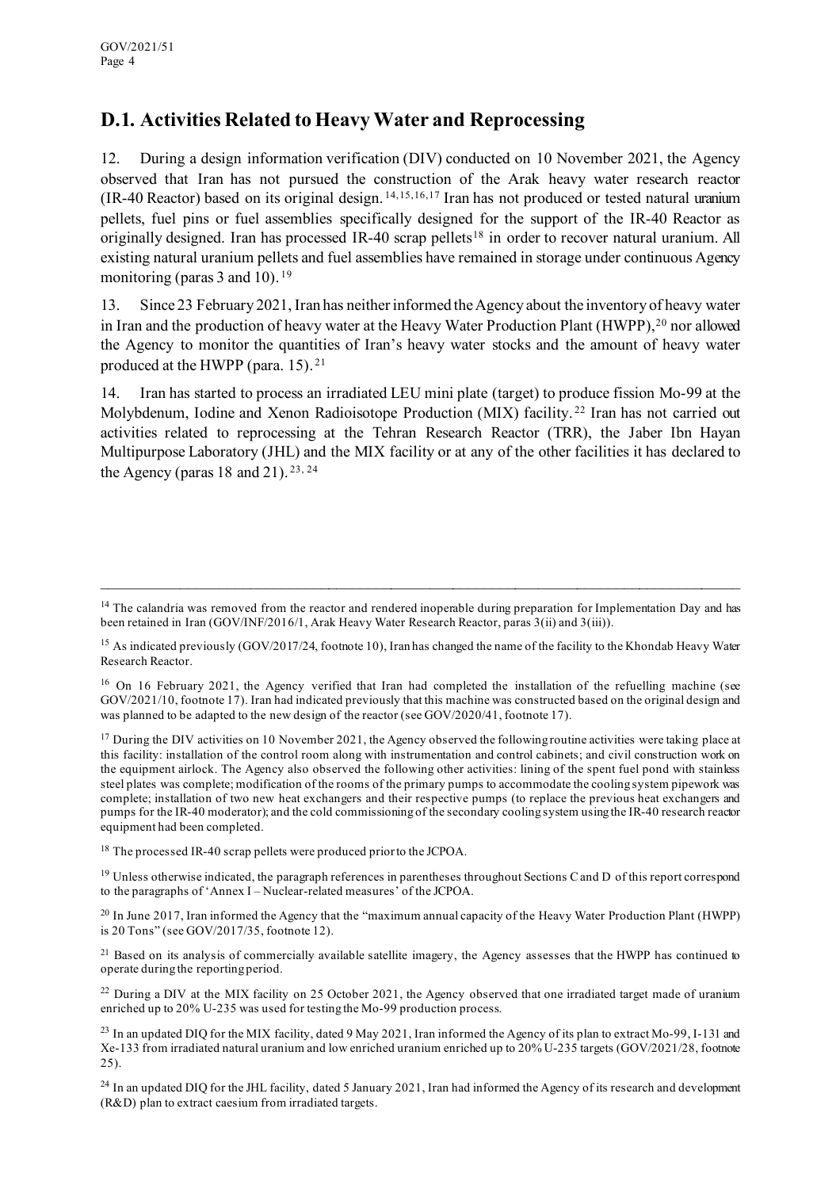## D.1. Activities Related to Heavy Water and Reprocessing

12. During a design information verification (DIV) conducted on 10 November 2021, the Agency observed that Iran has not pursued the construction of the Arak heavy water research reactor (IR-40 Reactor) based on its original design.[14,15,16,17] Iran has not produced or tested natural uranium pellets, fuel pins or fuel assemblies specifically designed for the support of the IR-40 Reactor as originally designed. Iran has processed IR-40 scrap pellets[18] in order to recover natural uranium. All existing natural uranium pellets and fuel assemblies have remained in storage under continuous Agency monitoring (paras 3 and 10).[19]

13. Since 23 February 2021, Iran has neither informed the Agency about the inventory of heavy water in Iran and the production of heavy water at the Heavy Water Production Plant (HWPP),[20] nor allowed the Agency to monitor the quantities of Iran's heavy water stocks and the amount of heavy water produced at the HWPP (para. 15).[21]

14. Iran has started to process an irradiated LEU mini plate (target) to produce fission Mo-99 at the Molybdenum, Iodine and Xenon Radioisotope Production (MIX) facility.[22] Iran has not carried out activities related to reprocessing at the Tehran Research Reactor (TRR), the Jaber Ibn Hayan Multipurpose Laboratory (JHL) and the MIX facility or at any of the other facilities it has declared to the Agency (paras 18 and 21).[23, 24]

---

[14] The calandria was removed from the reactor and rendered inoperable during preparation for Implementation Day and has been retained in Iran (GOV/INF/2016/1, Arak Heavy Water Research Reactor, paras 3(ii) and 3(iii)).

[15] As indicated previously (GOV/2017/24, footnote 10), Iran has changed the name of the facility to the Khondab Heavy Water Research Reactor.

[16] On 16 February 2021, the Agency verified that Iran had completed the installation of the refuelling machine (see GOV/2021/10, footnote 17). Iran had indicated previously that this machine was constructed based on the original design and was planned to be adapted to the new design of the reactor (see GOV/2020/41, footnote 17).

[17] During the DIV activities on 10 November 2021, the Agency observed the following routine activities were taking place at this facility: installation of the control room along with instrumentation and control cabinets; and civil construction work on the equipment airlock. The Agency also observed the following other activities: lining of the spent fuel pond with stainless steel plates was complete; modification of the rooms of the primary pumps to accommodate the cooling system pipework was complete; installation of two new heat exchangers and their respective pumps (to replace the previous heat exchangers and pumps for the IR-40 moderator); and the cold commissioning of the secondary cooling system using the IR-40 research reactor equipment had been completed.

[18] The processed IR-40 scrap pellets were produced prior to the JCPOA.

[19] Unless otherwise indicated, the paragraph references in parentheses throughout Sections C and D of this report correspond to the paragraphs of 'Annex I – Nuclear-related measures' of the JCPOA.

[20] In June 2017, Iran informed the Agency that the "maximum annual capacity of the Heavy Water Production Plant (HWPP) is 20 Tons" (see GOV/2017/35, footnote 12).

[21] Based on its analysis of commercially available satellite imagery, the Agency assesses that the HWPP has continued to operate during the reporting period.

[22] During a DIV at the MIX facility on 25 October 2021, the Agency observed that one irradiated target made of uranium enriched up to 20% U-235 was used for testing the Mo-99 production process.

[23] In an updated DIQ for the MIX facility, dated 9 May 2021, Iran informed the Agency of its plan to extract Mo-99, I-131 and Xe-133 from irradiated natural uranium and low enriched uranium enriched up to 20% U-235 targets (GOV/2021/28, footnote 25).

[24] In an updated DIQ for the JHL facility, dated 5 January 2021, Iran had informed the Agency of its research and development (R&D) plan to extract caesium from irradiated targets.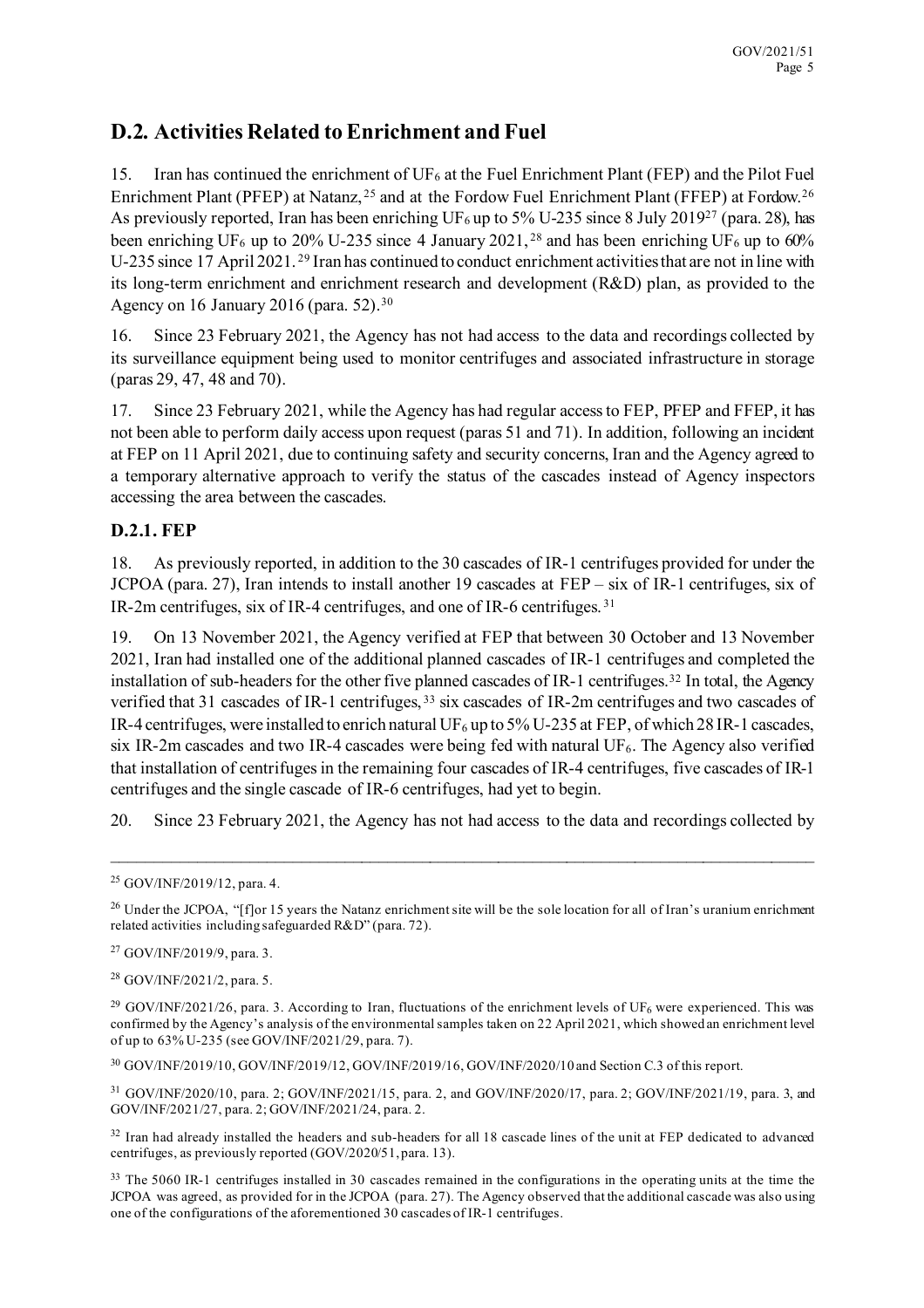## D.2. Activities Related to Enrichment and Fuel

15. Iran has continued the enrichment of $UF_6$ at the Fuel Enrichment Plant (FEP) and the Pilot Fuel Enrichment Plant (PFEP) at Natanz,[25] and at the Fordow Fuel Enrichment Plant (FFEP) at Fordow.[26] As previously reported, Iran has been enriching $UF_6$ up to 5% U-235 since 8 July 2019[27] (para. 28), has been enriching $UF_6$ up to 20% U-235 since 4 January 2021,[28] and has been enriching $UF_6$ up to 60% U-235 since 17 April 2021.[29] Iran has continued to conduct enrichment activities that are not in line with its long-term enrichment and enrichment research and development (R&D) plan, as provided to the Agency on 16 January 2016 (para. 52).[30]

16. Since 23 February 2021, the Agency has not had access to the data and recordings collected by its surveillance equipment being used to monitor centrifuges and associated infrastructure in storage (paras 29, 47, 48 and 70).

17. Since 23 February 2021, while the Agency has had regular access to FEP, PFEP and FFEP, it has not been able to perform daily access upon request (paras 51 and 71). In addition, following an incident at FEP on 11 April 2021, due to continuing safety and security concerns, Iran and the Agency agreed to a temporary alternative approach to verify the status of the cascades instead of Agency inspectors accessing the area between the cascades.

### D.2.1. FEP

18. As previously reported, in addition to the 30 cascades of IR-1 centrifuges provided for under the JCPOA (para. 27), Iran intends to install another 19 cascades at FEP – six of IR-1 centrifuges, six of IR-2m centrifuges, six of IR-4 centrifuges, and one of IR-6 centrifuges.[31]

19. On 13 November 2021, the Agency verified at FEP that between 30 October and 13 November 2021, Iran had installed one of the additional planned cascades of IR-1 centrifuges and completed the installation of sub-headers for the other five planned cascades of IR-1 centrifuges.[32] In total, the Agency verified that 31 cascades of IR-1 centrifuges,[33] six cascades of IR-2m centrifuges and two cascades of IR-4 centrifuges, were installed to enrich natural $UF_6$ up to 5% U-235 at FEP, of which 28 IR-1 cascades, six IR-2m cascades and two IR-4 cascades were being fed with natural $UF_6$. The Agency also verified that installation of centrifuges in the remaining four cascades of IR-4 centrifuges, five cascades of IR-1 centrifuges and the single cascade of IR-6 centrifuges, had yet to begin.

20. Since 23 February 2021, the Agency has not had access to the data and recordings collected by

---

[25] GOV/INF/2019/12, para. 4.

[26] Under the JCPOA, "[f]or 15 years the Natanz enrichment site will be the sole location for all of Iran's uranium enrichment related activities including safeguarded R&D" (para. 72).

[27] GOV/INF/2019/9, para. 3.

[28] GOV/INF/2021/2, para. 5.

[29] GOV/INF/2021/26, para. 3. According to Iran, fluctuations of the enrichment levels of $UF_6$ were experienced. This was confirmed by the Agency's analysis of the environmental samples taken on 22 April 2021, which showed an enrichment level of up to 63% U-235 (see GOV/INF/2021/29, para. 7).

[30] GOV/INF/2019/10, GOV/INF/2019/12, GOV/INF/2019/16, GOV/INF/2020/10 and Section C.3 of this report.

[31] GOV/INF/2020/10, para. 2; GOV/INF/2021/15, para. 2, and GOV/INF/2020/17, para. 2; GOV/INF/2021/19, para. 3, and GOV/INF/2021/27, para. 2; GOV/INF/2021/24, para. 2.

[32] Iran had already installed the headers and sub-headers for all 18 cascade lines of the unit at FEP dedicated to advanced centrifuges, as previously reported (GOV/2020/51, para. 13).

[33] The 5060 IR-1 centrifuges installed in 30 cascades remained in the configurations in the operating units at the time the JCPOA was agreed, as provided for in the JCPOA (para. 27). The Agency observed that the additional cascade was also using one of the configurations of the aforementioned 30 cascades of IR-1 centrifuges.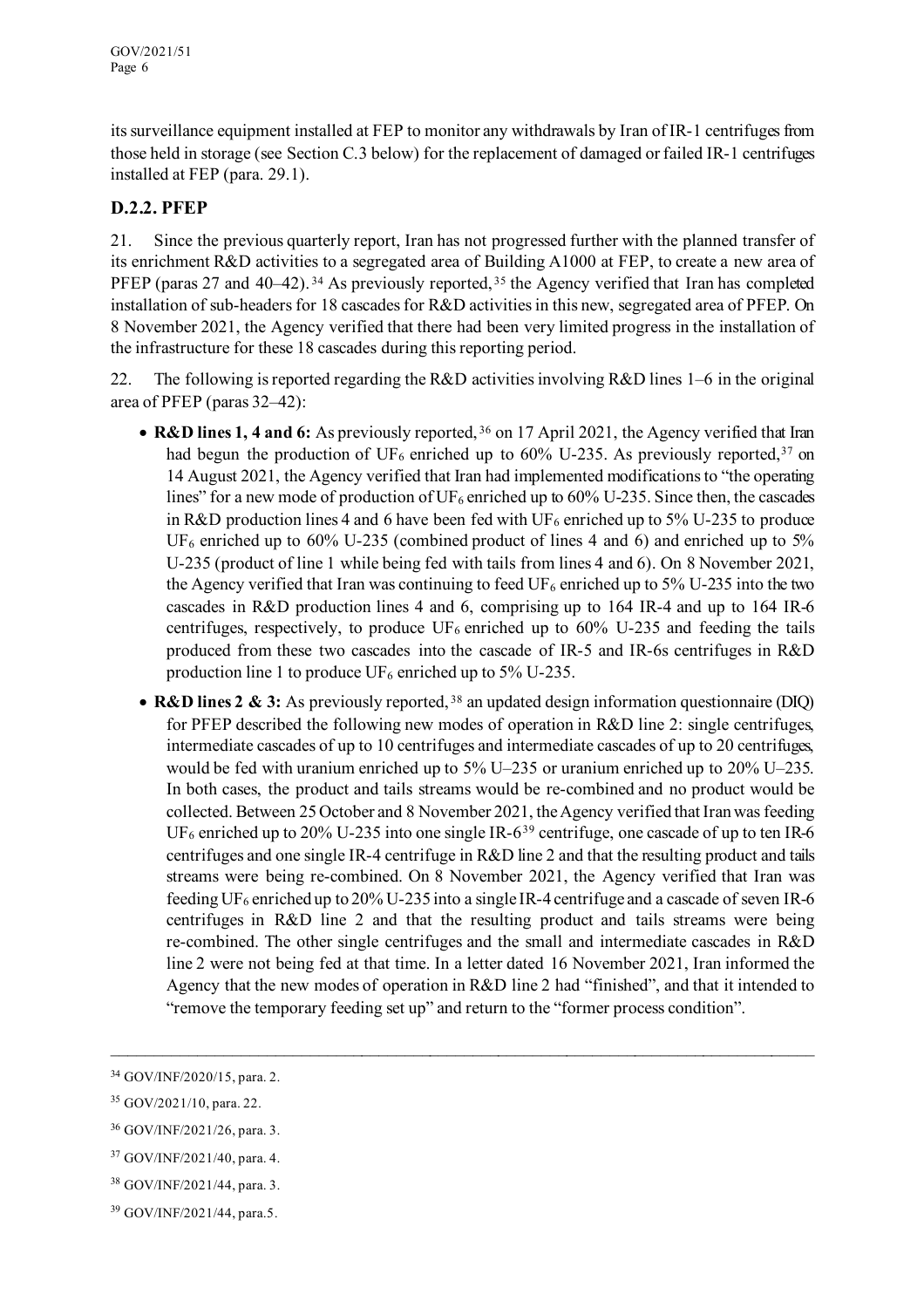its surveillance equipment installed at FEP to monitor any withdrawals by Iran of IR-1 centrifuges from those held in storage (see Section C.3 below) for the replacement of damaged or failed IR-1 centrifuges installed at FEP (para. 29.1).

### D.2.2. PFEP

21. Since the previous quarterly report, Iran has not progressed further with the planned transfer of its enrichment R&D activities to a segregated area of Building A1000 at FEP, to create a new area of PFEP (paras 27 and 40–42).[34] As previously reported,[35] the Agency verified that Iran has completed installation of sub-headers for 18 cascades for R&D activities in this new, segregated area of PFEP. On 8 November 2021, the Agency verified that there had been very limited progress in the installation of the infrastructure for these 18 cascades during this reporting period.

22. The following is reported regarding the R&D activities involving R&D lines 1–6 in the original area of PFEP (paras 32–42):

- **R&D lines 1, 4 and 6:** As previously reported,[36] on 17 April 2021, the Agency verified that Iran had begun the production of $UF_6$ enriched up to 60% U-235. As previously reported,[37] on 14 August 2021, the Agency verified that Iran had implemented modifications to "the operating lines" for a new mode of production of $UF_6$ enriched up to 60% U-235. Since then, the cascades in R&D production lines 4 and 6 have been fed with $UF_6$ enriched up to 5% U-235 to produce $UF_6$ enriched up to 60% U-235 (combined product of lines 4 and 6) and enriched up to 5% U-235 (product of line 1 while being fed with tails from lines 4 and 6). On 8 November 2021, the Agency verified that Iran was continuing to feed $UF_6$ enriched up to 5% U-235 into the two cascades in R&D production lines 4 and 6, comprising up to 164 IR-4 and up to 164 IR-6 centrifuges, respectively, to produce $UF_6$ enriched up to 60% U-235 and feeding the tails produced from these two cascades into the cascade of IR-5 and IR-6s centrifuges in R&D production line 1 to produce $UF_6$ enriched up to 5% U-235.
- **R&D lines 2 & 3:** As previously reported,[38] an updated design information questionnaire (DIQ) for PFEP described the following new modes of operation in R&D line 2: single centrifuges, intermediate cascades of up to 10 centrifuges and intermediate cascades of up to 20 centrifuges, would be fed with uranium enriched up to 5% U–235 or uranium enriched up to 20% U–235. In both cases, the product and tails streams would be re-combined and no product would be collected. Between 25 October and 8 November 2021, the Agency verified that Iran was feeding $UF_6$ enriched up to 20% U-235 into one single IR-6[39] centrifuge, one cascade of up to ten IR-6 centrifuges and one single IR-4 centrifuge in R&D line 2 and that the resulting product and tails streams were being re-combined. On 8 November 2021, the Agency verified that Iran was feeding $UF_6$ enriched up to 20% U-235 into a single IR-4 centrifuge and a cascade of seven IR-6 centrifuges in R&D line 2 and that the resulting product and tails streams were being re-combined. The other single centrifuges and the small and intermediate cascades in R&D line 2 were not being fed at that time. In a letter dated 16 November 2021, Iran informed the Agency that the new modes of operation in R&D line 2 had "finished", and that it intended to "remove the temporary feeding set up" and return to the "former process condition".

---

[34] GOV/INF/2020/15, para. 2.

[35] GOV/2021/10, para. 22.

[36] GOV/INF/2021/26, para. 3.

[37] GOV/INF/2021/40, para. 4.

[38] GOV/INF/2021/44, para. 3.

[39] GOV/INF/2021/44, para.5.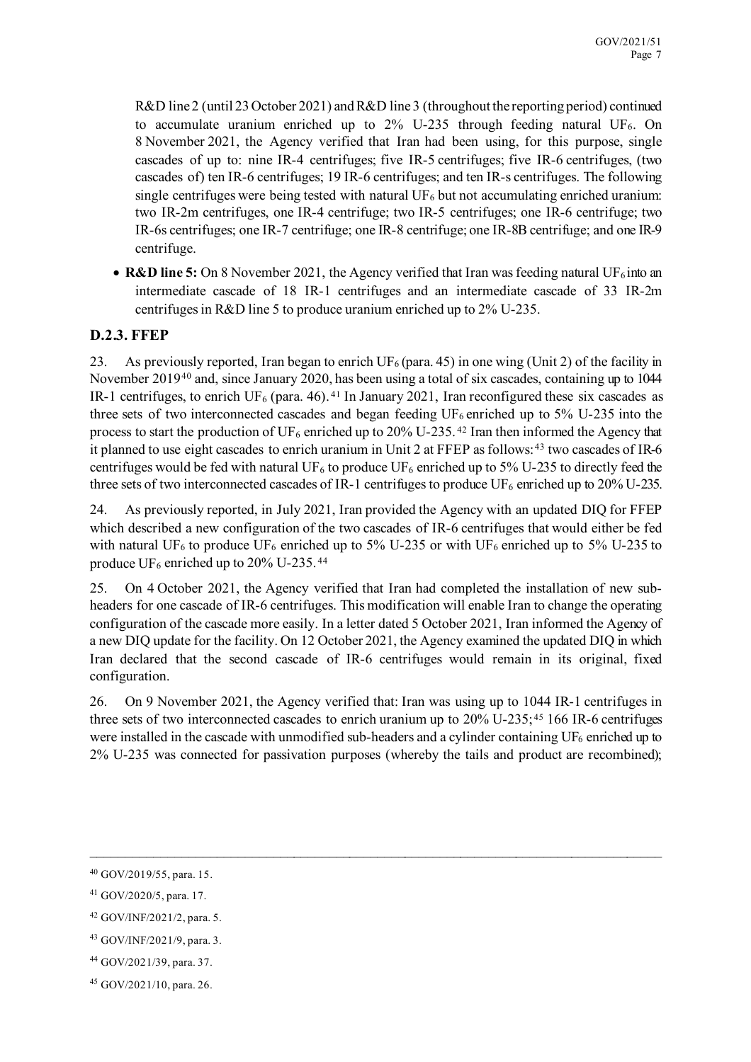R&D line 2 (until 23 October 2021) and R&D line 3 (throughout the reporting period) continued to accumulate uranium enriched up to 2% U-235 through feeding natural $UF_6$. On 8 November 2021, the Agency verified that Iran had been using, for this purpose, single cascades of up to: nine IR-4 centrifuges; five IR-5 centrifuges; five IR-6 centrifuges, (two cascades of) ten IR-6 centrifuges; 19 IR-6 centrifuges; and ten IR-s centrifuges. The following single centrifuges were being tested with natural $UF_6$ but not accumulating enriched uranium: two IR-2m centrifuges, one IR-4 centrifuge; two IR-5 centrifuges; one IR-6 centrifuge; two IR-6s centrifuges; one IR-7 centrifuge; one IR-8 centrifuge; one IR-8B centrifuge; and one IR-9 centrifuge.

- **R&D line 5:** On 8 November 2021, the Agency verified that Iran was feeding natural $UF_6$ into an intermediate cascade of 18 IR-1 centrifuges and an intermediate cascade of 33 IR-2m centrifuges in R&D line 5 to produce uranium enriched up to 2% U-235.

### D.2.3. FFEP

23. As previously reported, Iran began to enrich $UF_6$ (para. 45) in one wing (Unit 2) of the facility in November 2019[40] and, since January 2020, has been using a total of six cascades, containing up to 1044 IR-1 centrifuges, to enrich $UF_6$ (para. 46).[41] In January 2021, Iran reconfigured these six cascades as three sets of two interconnected cascades and began feeding $UF_6$ enriched up to 5% U-235 into the process to start the production of $UF_6$ enriched up to 20% U-235.[42] Iran then informed the Agency that it planned to use eight cascades to enrich uranium in Unit 2 at FFEP as follows:[43] two cascades of IR-6 centrifuges would be fed with natural $UF_6$ to produce $UF_6$ enriched up to 5% U-235 to directly feed the three sets of two interconnected cascades of IR-1 centrifuges to produce $UF_6$ enriched up to 20% U-235.

24. As previously reported, in July 2021, Iran provided the Agency with an updated DIQ for FFEP which described a new configuration of the two cascades of IR-6 centrifuges that would either be fed with natural $UF_6$ to produce $UF_6$ enriched up to 5% U-235 or with $UF_6$ enriched up to 5% U-235 to produce $UF_6$ enriched up to 20% U-235.[44]

25. On 4 October 2021, the Agency verified that Iran had completed the installation of new sub-headers for one cascade of IR-6 centrifuges. This modification will enable Iran to change the operating configuration of the cascade more easily. In a letter dated 5 October 2021, Iran informed the Agency of a new DIQ update for the facility. On 12 October 2021, the Agency examined the updated DIQ in which Iran declared that the second cascade of IR-6 centrifuges would remain in its original, fixed configuration.

26. On 9 November 2021, the Agency verified that: Iran was using up to 1044 IR-1 centrifuges in three sets of two interconnected cascades to enrich uranium up to 20% U-235;[45] 166 IR-6 centrifuges were installed in the cascade with unmodified sub-headers and a cylinder containing $UF_6$ enriched up to 2% U-235 was connected for passivation purposes (whereby the tails and product are recombined);

---

[40] GOV/2019/55, para. 15.

[41] GOV/2020/5, para. 17.

[42] GOV/INF/2021/2, para. 5.

[43] GOV/INF/2021/9, para. 3.

[44] GOV/2021/39, para. 37.

[45] GOV/2021/10, para. 26.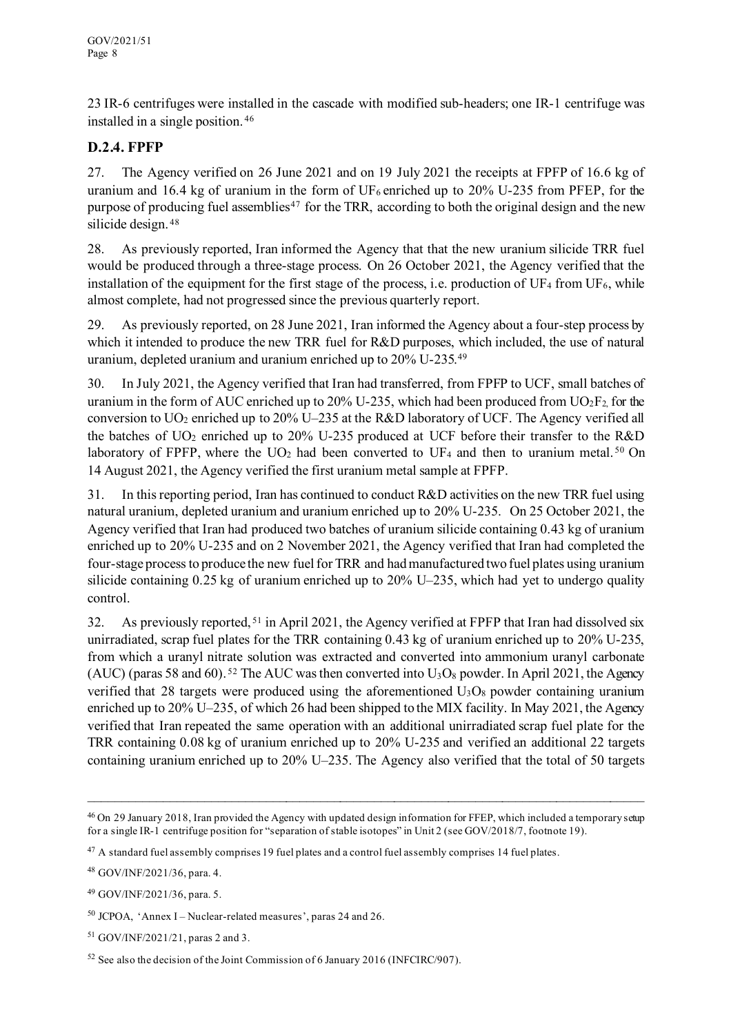23 IR-6 centrifuges were installed in the cascade with modified sub-headers; one IR-1 centrifuge was installed in a single position.[46]

### D.2.4. FPFP

27. The Agency verified on 26 June 2021 and on 19 July 2021 the receipts at FPFP of 16.6 kg of uranium and 16.4 kg of uranium in the form of $UF_6$ enriched up to 20% U-235 from PFEP, for the purpose of producing fuel assemblies[47] for the TRR, according to both the original design and the new silicide design.[48]

28. As previously reported, Iran informed the Agency that that the new uranium silicide TRR fuel would be produced through a three-stage process. On 26 October 2021, the Agency verified that the installation of the equipment for the first stage of the process, i.e. production of $UF_4$ from $UF_6$, while almost complete, had not progressed since the previous quarterly report.

29. As previously reported, on 28 June 2021, Iran informed the Agency about a four-step process by which it intended to produce the new TRR fuel for R&D purposes, which included, the use of natural uranium, depleted uranium and uranium enriched up to 20% U-235.[49]

30. In July 2021, the Agency verified that Iran had transferred, from FPFP to UCF, small batches of uranium in the form of AUC enriched up to 20% U-235, which had been produced from $UO_2F_2$ for the conversion to $UO_2$ enriched up to 20% U–235 at the R&D laboratory of UCF. The Agency verified all the batches of $UO_2$ enriched up to 20% U-235 produced at UCF before their transfer to the R&D laboratory of FPFP, where the $UO_2$ had been converted to $UF_4$ and then to uranium metal.[50] On 14 August 2021, the Agency verified the first uranium metal sample at FPFP.

31. In this reporting period, Iran has continued to conduct R&D activities on the new TRR fuel using natural uranium, depleted uranium and uranium enriched up to 20% U-235. On 25 October 2021, the Agency verified that Iran had produced two batches of uranium silicide containing 0.43 kg of uranium enriched up to 20% U-235 and on 2 November 2021, the Agency verified that Iran had completed the four-stage process to produce the new fuel for TRR and had manufactured two fuel plates using uranium silicide containing 0.25 kg of uranium enriched up to 20% U–235, which had yet to undergo quality control.

32. As previously reported,[51] in April 2021, the Agency verified at FPFP that Iran had dissolved six unirradiated, scrap fuel plates for the TRR containing 0.43 kg of uranium enriched up to 20% U-235, from which a uranyl nitrate solution was extracted and converted into ammonium uranyl carbonate (AUC) (paras 58 and 60).[52] The AUC was then converted into $U_3O_8$ powder. In April 2021, the Agency verified that 28 targets were produced using the aforementioned $U_3O_8$ powder containing uranium enriched up to 20% U–235, of which 26 had been shipped to the MIX facility. In May 2021, the Agency verified that Iran repeated the same operation with an additional unirradiated scrap fuel plate for the TRR containing 0.08 kg of uranium enriched up to 20% U-235 and verified an additional 22 targets containing uranium enriched up to 20% U–235. The Agency also verified that the total of 50 targets

---

[46] On 29 January 2018, Iran provided the Agency with updated design information for FFEP, which included a temporary setup for a single IR-1 centrifuge position for "separation of stable isotopes" in Unit 2 (see GOV/2018/7, footnote 19).

[47] A standard fuel assembly comprises 19 fuel plates and a control fuel assembly comprises 14 fuel plates.

[48] GOV/INF/2021/36, para. 4.

[49] GOV/INF/2021/36, para. 5.

[50] JCPOA, 'Annex I – Nuclear-related measures', paras 24 and 26.

[51] GOV/INF/2021/21, paras 2 and 3.

[52] See also the decision of the Joint Commission of 6 January 2016 (INFCIRC/907).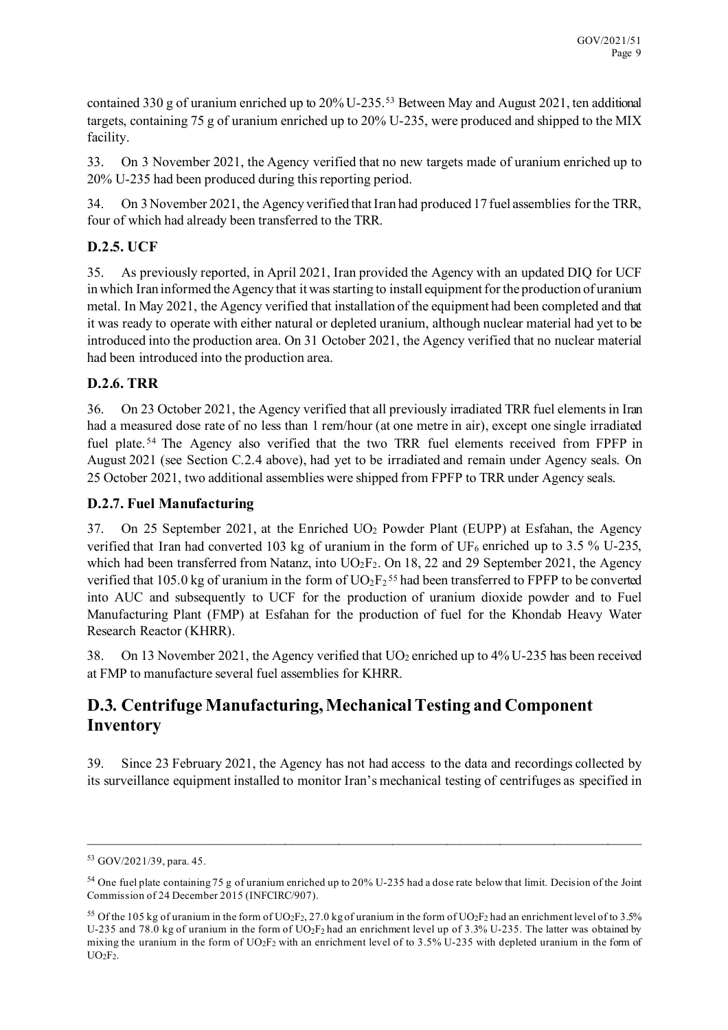contained 330 g of uranium enriched up to 20% U-235.[53] Between May and August 2021, ten additional targets, containing 75 g of uranium enriched up to 20% U-235, were produced and shipped to the MIX facility.

33. On 3 November 2021, the Agency verified that no new targets made of uranium enriched up to 20% U-235 had been produced during this reporting period.

34. On 3 November 2021, the Agency verified that Iran had produced 17 fuel assemblies for the TRR, four of which had already been transferred to the TRR.

### D.2.5. UCF

35. As previously reported, in April 2021, Iran provided the Agency with an updated DIQ for UCF in which Iran informed the Agency that it was starting to install equipment for the production of uranium metal. In May 2021, the Agency verified that installation of the equipment had been completed and that it was ready to operate with either natural or depleted uranium, although nuclear material had yet to be introduced into the production area. On 31 October 2021, the Agency verified that no nuclear material had been introduced into the production area.

### D.2.6. TRR

36. On 23 October 2021, the Agency verified that all previously irradiated TRR fuel elements in Iran had a measured dose rate of no less than 1 rem/hour (at one metre in air), except one single irradiated fuel plate.[54] The Agency also verified that the two TRR fuel elements received from FPFP in August 2021 (see Section C.2.4 above), had yet to be irradiated and remain under Agency seals. On 25 October 2021, two additional assemblies were shipped from FPFP to TRR under Agency seals.

### D.2.7. Fuel Manufacturing

37. On 25 September 2021, at the Enriched $UO_2$ Powder Plant (EUPP) at Esfahan, the Agency verified that Iran had converted 103 kg of uranium in the form of $UF_6$ enriched up to 3.5 % U-235, which had been transferred from Natanz, into $UO_2F_2$. On 18, 22 and 29 September 2021, the Agency verified that 105.0 kg of uranium in the form of $UO_2F_2$[55] had been transferred to FPFP to be converted into AUC and subsequently to UCF for the production of uranium dioxide powder and to Fuel Manufacturing Plant (FMP) at Esfahan for the production of fuel for the Khondab Heavy Water Research Reactor (KHRR).

38. On 13 November 2021, the Agency verified that $UO_2$ enriched up to 4% U-235 has been received at FMP to manufacture several fuel assemblies for KHRR.

## D.3. Centrifuge Manufacturing, Mechanical Testing and Component Inventory

39. Since 23 February 2021, the Agency has not had access to the data and recordings collected by its surveillance equipment installed to monitor Iran's mechanical testing of centrifuges as specified in

---

[53] GOV/2021/39, para. 45.

[54] One fuel plate containing 75 g of uranium enriched up to 20% U-235 had a dose rate below that limit. Decision of the Joint Commission of 24 December 2015 (INFCIRC/907).

[55] Of the 105 kg of uranium in the form of $UO_2F_2$, 27.0 kg of uranium in the form of $UO_2F_2$ had an enrichment level of to 3.5% U-235 and 78.0 kg of uranium in the form of $UO_2F_2$ had an enrichment level up of 3.3% U-235. The latter was obtained by mixing the uranium in the form of $UO_2F_2$ with an enrichment level of to 3.5% U-235 with depleted uranium in the form of $UO_2F_2$.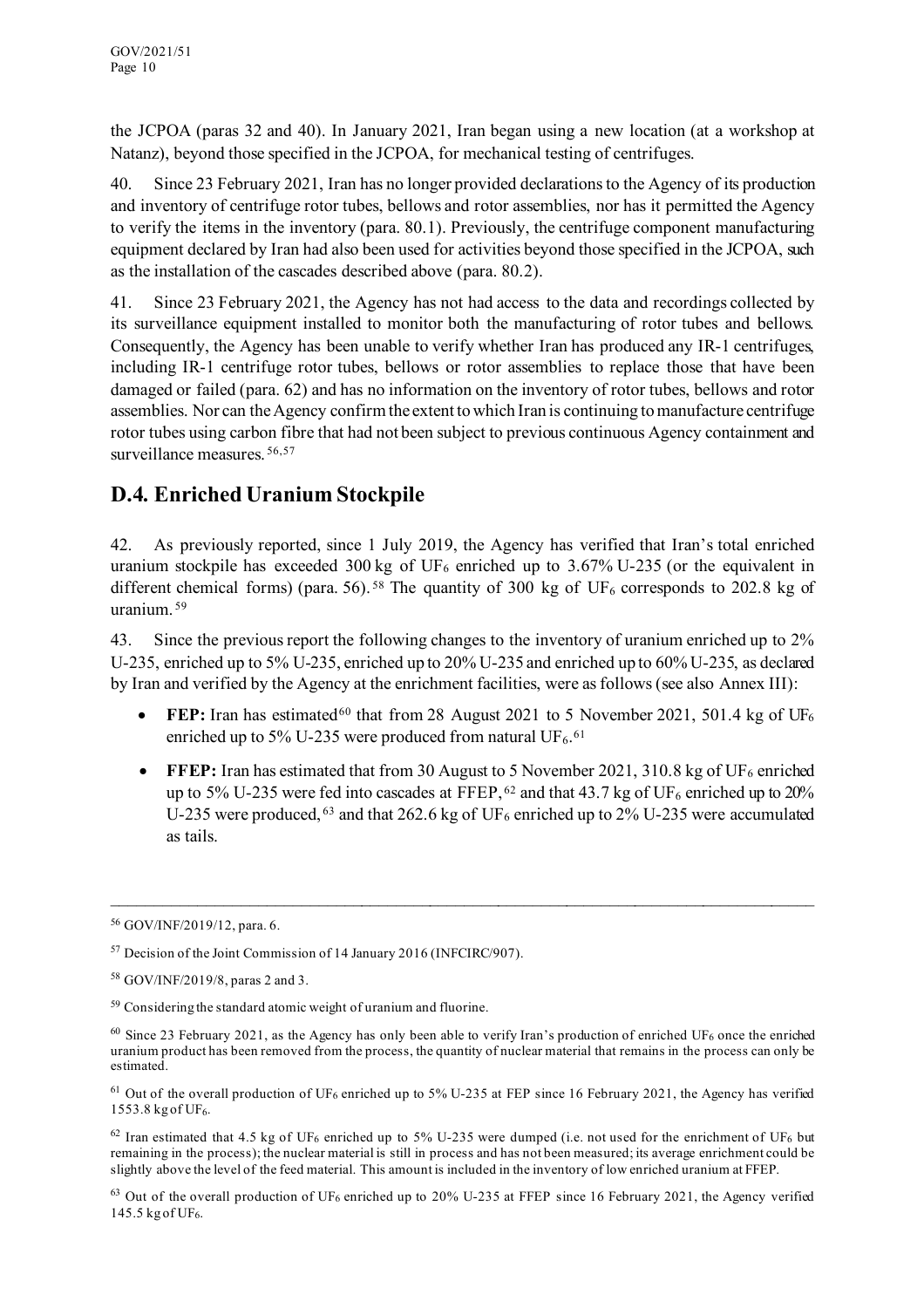the JCPOA (paras 32 and 40). In January 2021, Iran began using a new location (at a workshop at Natanz), beyond those specified in the JCPOA, for mechanical testing of centrifuges.

40. Since 23 February 2021, Iran has no longer provided declarations to the Agency of its production and inventory of centrifuge rotor tubes, bellows and rotor assemblies, nor has it permitted the Agency to verify the items in the inventory (para. 80.1). Previously, the centrifuge component manufacturing equipment declared by Iran had also been used for activities beyond those specified in the JCPOA, such as the installation of the cascades described above (para. 80.2).

41. Since 23 February 2021, the Agency has not had access to the data and recordings collected by its surveillance equipment installed to monitor both the manufacturing of rotor tubes and bellows. Consequently, the Agency has been unable to verify whether Iran has produced any IR-1 centrifuges, including IR-1 centrifuge rotor tubes, bellows or rotor assemblies to replace those that have been damaged or failed (para. 62) and has no information on the inventory of rotor tubes, bellows and rotor assemblies. Nor can the Agency confirm the extent to which Iran is continuing to manufacture centrifuge rotor tubes using carbon fibre that had not been subject to previous continuous Agency containment and surveillance measures.[56,57]

## D.4. Enriched Uranium Stockpile

42. As previously reported, since 1 July 2019, the Agency has verified that Iran's total enriched uranium stockpile has exceeded 300 kg of $UF_6$ enriched up to 3.67% U-235 (or the equivalent in different chemical forms) (para. 56).[58] The quantity of 300 kg of $UF_6$ corresponds to 202.8 kg of uranium.[59]

43. Since the previous report the following changes to the inventory of uranium enriched up to 2% U-235, enriched up to 5% U-235, enriched up to 20% U-235 and enriched up to 60% U-235, as declared by Iran and verified by the Agency at the enrichment facilities, were as follows (see also Annex III):

- **FEP:** Iran has estimated[60] that from 28 August 2021 to 5 November 2021, 501.4 kg of $UF_6$ enriched up to 5% U-235 were produced from natural $UF_6$.[61]
- **FFEP:** Iran has estimated that from 30 August to 5 November 2021, 310.8 kg of $UF_6$ enriched up to 5% U-235 were fed into cascades at FFEP,[62] and that 43.7 kg of $UF_6$ enriched up to 20% U-235 were produced,[63] and that 262.6 kg of $UF_6$ enriched up to 2% U-235 were accumulated as tails.

---

[56] GOV/INF/2019/12, para. 6.

[57] Decision of the Joint Commission of 14 January 2016 (INFCIRC/907).

[58] GOV/INF/2019/8, paras 2 and 3.

[59] Considering the standard atomic weight of uranium and fluorine.

[60] Since 23 February 2021, as the Agency has only been able to verify Iran's production of enriched $UF_6$ once the enriched uranium product has been removed from the process, the quantity of nuclear material that remains in the process can only be estimated.

[61] Out of the overall production of $UF_6$ enriched up to 5% U-235 at FEP since 16 February 2021, the Agency has verified 1553.8 kg of $UF_6$.

[62] Iran estimated that 4.5 kg of $UF_6$ enriched up to 5% U-235 were dumped (i.e. not used for the enrichment of $UF_6$ but remaining in the process); the nuclear material is still in process and has not been measured; its average enrichment could be slightly above the level of the feed material. This amount is included in the inventory of low enriched uranium at FFEP.

[63] Out of the overall production of $UF_6$ enriched up to 20% U-235 at FFEP since 16 February 2021, the Agency verified 145.5 kg of $UF_6$.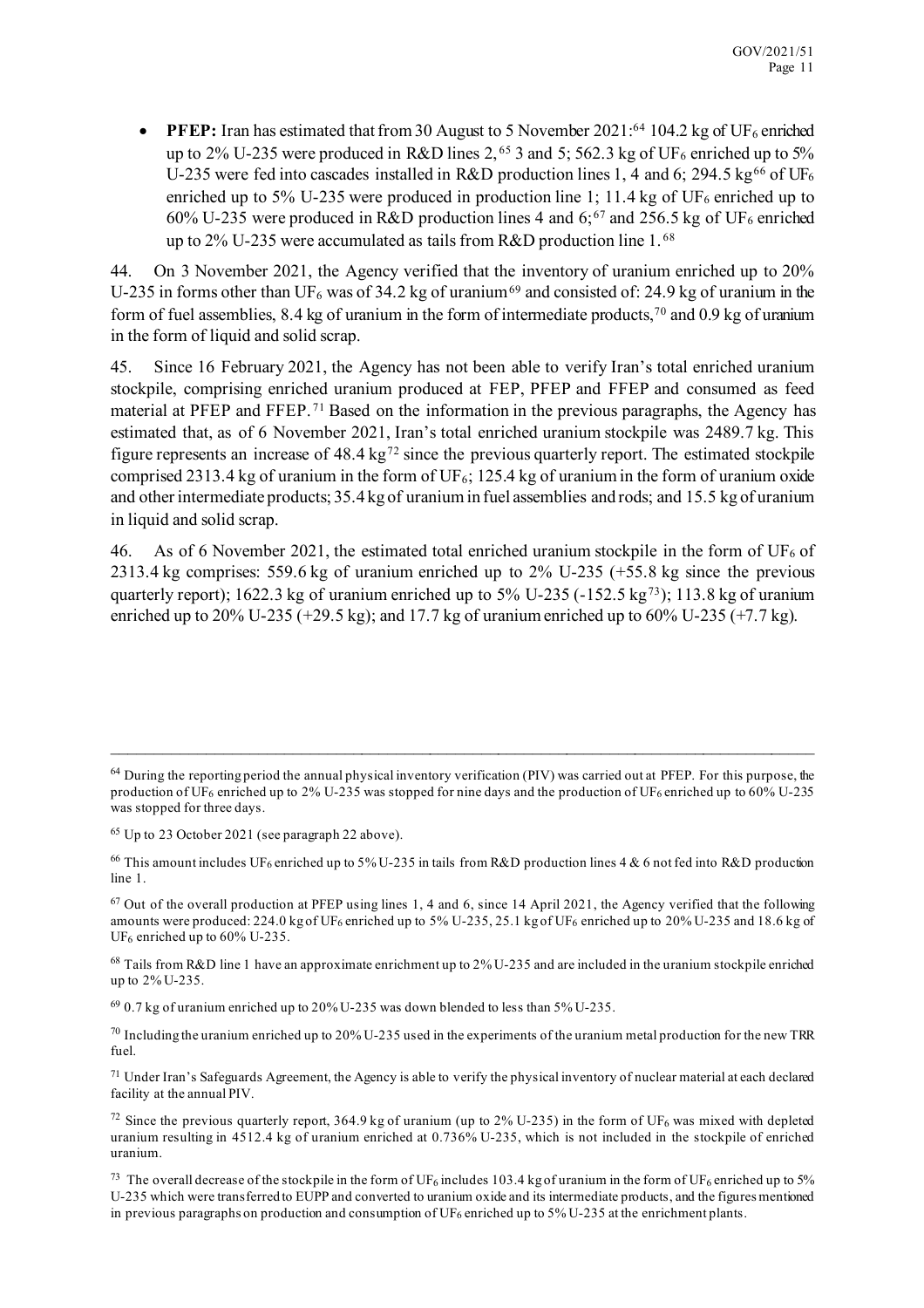- **PFEP:** Iran has estimated that from 30 August to 5 November 2021:[64] 104.2 kg of $UF_6$ enriched up to 2% U-235 were produced in R&D lines 2,[65] 3 and 5; 562.3 kg of $UF_6$ enriched up to 5% U-235 were fed into cascades installed in R&D production lines 1, 4 and 6; 294.5 kg[66] of $UF_6$ enriched up to 5% U-235 were produced in production line 1; 11.4 kg of $UF_6$ enriched up to 60% U-235 were produced in R&D production lines 4 and 6;[67] and 256.5 kg of $UF_6$ enriched up to 2% U-235 were accumulated as tails from R&D production line 1.[68]

44. On 3 November 2021, the Agency verified that the inventory of uranium enriched up to 20% U-235 in forms other than $UF_6$ was of 34.2 kg of uranium[69] and consisted of: 24.9 kg of uranium in the form of fuel assemblies, 8.4 kg of uranium in the form of intermediate products,[70] and 0.9 kg of uranium in the form of liquid and solid scrap.

45. Since 16 February 2021, the Agency has not been able to verify Iran's total enriched uranium stockpile, comprising enriched uranium produced at FEP, PFEP and FFEP and consumed as feed material at PFEP and FFEP.[71] Based on the information in the previous paragraphs, the Agency has estimated that, as of 6 November 2021, Iran's total enriched uranium stockpile was 2489.7 kg. This figure represents an increase of 48.4 kg[72] since the previous quarterly report. The estimated stockpile comprised 2313.4 kg of uranium in the form of $UF_6$; 125.4 kg of uranium in the form of uranium oxide and other intermediate products; 35.4 kg of uranium in fuel assemblies and rods; and 15.5 kg of uranium in liquid and solid scrap.

46. As of 6 November 2021, the estimated total enriched uranium stockpile in the form of $UF_6$ of 2313.4 kg comprises: 559.6 kg of uranium enriched up to 2% U-235 (+55.8 kg since the previous quarterly report); 1622.3 kg of uranium enriched up to 5% U-235 (-152.5 kg[73]); 113.8 kg of uranium enriched up to 20% U-235 (+29.5 kg); and 17.7 kg of uranium enriched up to 60% U-235 (+7.7 kg).

---

[64] During the reporting period the annual physical inventory verification (PIV) was carried out at PFEP. For this purpose, the production of $UF_6$ enriched up to 2% U-235 was stopped for nine days and the production of $UF_6$ enriched up to 60% U-235 was stopped for three days.

[65] Up to 23 October 2021 (see paragraph 22 above).

[66] This amount includes $UF_6$ enriched up to 5% U-235 in tails from R&D production lines 4 & 6 not fed into R&D production line 1.

[67] Out of the overall production at PFEP using lines 1, 4 and 6, since 14 April 2021, the Agency verified that the following amounts were produced: 224.0 kg of $UF_6$ enriched up to 5% U-235, 25.1 kg of $UF_6$ enriched up to 20% U-235 and 18.6 kg of $UF_6$ enriched up to 60% U-235.

[68] Tails from R&D line 1 have an approximate enrichment up to 2% U-235 and are included in the uranium stockpile enriched up to 2% U-235.

[69] 0.7 kg of uranium enriched up to 20% U-235 was down blended to less than 5% U-235.

[70] Including the uranium enriched up to 20% U-235 used in the experiments of the uranium metal production for the new TRR fuel.

[71] Under Iran's Safeguards Agreement, the Agency is able to verify the physical inventory of nuclear material at each declared facility at the annual PIV.

[72] Since the previous quarterly report, 364.9 kg of uranium (up to 2% U-235) in the form of $UF_6$ was mixed with depleted uranium resulting in 4512.4 kg of uranium enriched at 0.736% U-235, which is not included in the stockpile of enriched uranium.

[73] The overall decrease of the stockpile in the form of $UF_6$ includes 103.4 kg of uranium in the form of $UF_6$ enriched up to 5% U-235 which were transferred to EUPP and converted to uranium oxide and its intermediate products, and the figures mentioned in previous paragraphs on production and consumption of $UF_6$ enriched up to 5% U-235 at the enrichment plants.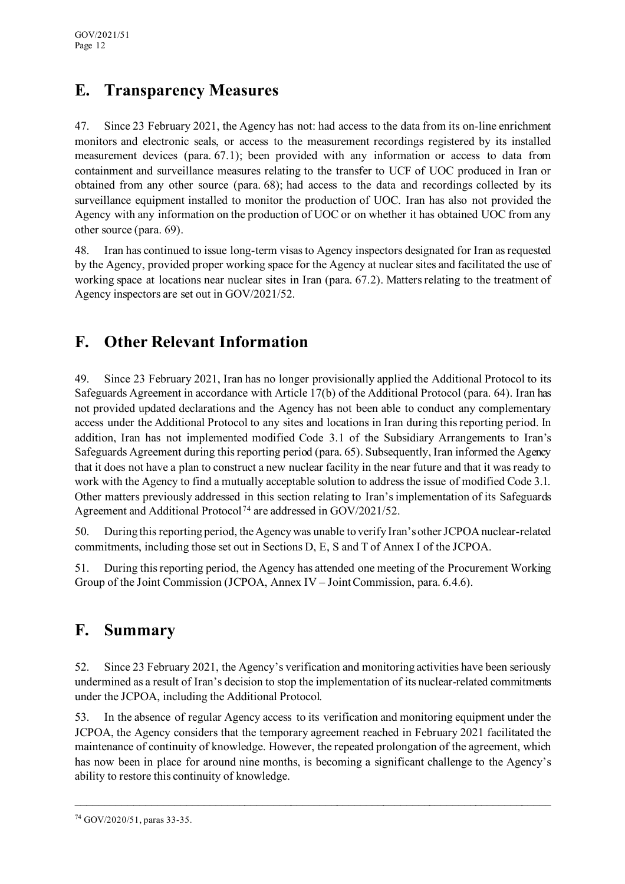## E. Transparency Measures

47. Since 23 February 2021, the Agency has not: had access to the data from its on-line enrichment monitors and electronic seals, or access to the measurement recordings registered by its installed measurement devices (para. 67.1); been provided with any information or access to data from containment and surveillance measures relating to the transfer to UCF of UOC produced in Iran or obtained from any other source (para. 68); had access to the data and recordings collected by its surveillance equipment installed to monitor the production of UOC. Iran has also not provided the Agency with any information on the production of UOC or on whether it has obtained UOC from any other source (para. 69).

48. Iran has continued to issue long-term visas to Agency inspectors designated for Iran as requested by the Agency, provided proper working space for the Agency at nuclear sites and facilitated the use of working space at locations near nuclear sites in Iran (para. 67.2). Matters relating to the treatment of Agency inspectors are set out in GOV/2021/52.

## F. Other Relevant Information

49. Since 23 February 2021, Iran has no longer provisionally applied the Additional Protocol to its Safeguards Agreement in accordance with Article 17(b) of the Additional Protocol (para. 64). Iran has not provided updated declarations and the Agency has not been able to conduct any complementary access under the Additional Protocol to any sites and locations in Iran during this reporting period. In addition, Iran has not implemented modified Code 3.1 of the Subsidiary Arrangements to Iran's Safeguards Agreement during this reporting period (para. 65). Subsequently, Iran informed the Agency that it does not have a plan to construct a new nuclear facility in the near future and that it was ready to work with the Agency to find a mutually acceptable solution to address the issue of modified Code 3.1. Other matters previously addressed in this section relating to Iran's implementation of its Safeguards Agreement and Additional Protocol[74] are addressed in GOV/2021/52.

50. During this reporting period, the Agency was unable to verify Iran's other JCPOA nuclear-related commitments, including those set out in Sections D, E, S and T of Annex I of the JCPOA.

51. During this reporting period, the Agency has attended one meeting of the Procurement Working Group of the Joint Commission (JCPOA, Annex IV – Joint Commission, para. 6.4.6).

## F. Summary

52. Since 23 February 2021, the Agency's verification and monitoring activities have been seriously undermined as a result of Iran's decision to stop the implementation of its nuclear-related commitments under the JCPOA, including the Additional Protocol.

53. In the absence of regular Agency access to its verification and monitoring equipment under the JCPOA, the Agency considers that the temporary agreement reached in February 2021 facilitated the maintenance of continuity of knowledge. However, the repeated prolongation of the agreement, which has now been in place for around nine months, is becoming a significant challenge to the Agency's ability to restore this continuity of knowledge.

---

[74] GOV/2020/51, paras 33-35.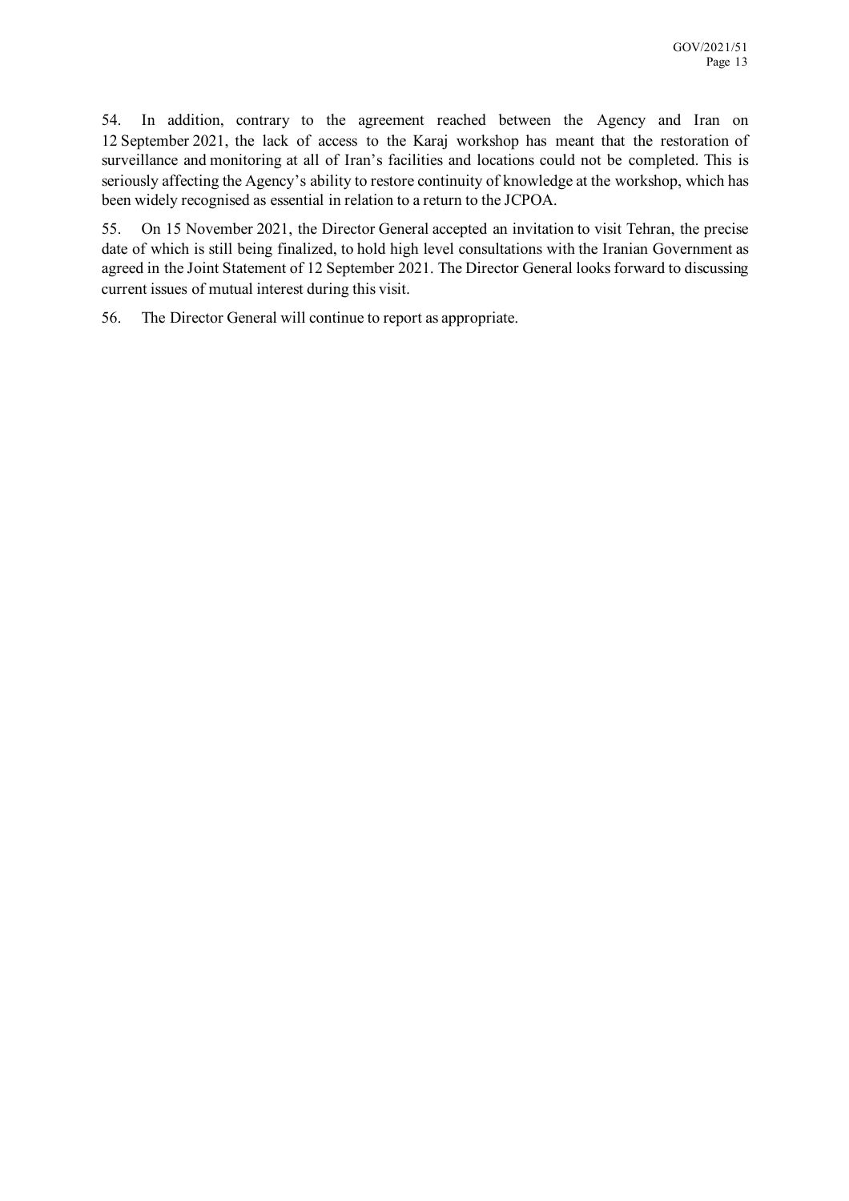54. In addition, contrary to the agreement reached between the Agency and Iran on 12 September 2021, the lack of access to the Karaj workshop has meant that the restoration of surveillance and monitoring at all of Iran's facilities and locations could not be completed. This is seriously affecting the Agency's ability to restore continuity of knowledge at the workshop, which has been widely recognised as essential in relation to a return to the JCPOA.

55. On 15 November 2021, the Director General accepted an invitation to visit Tehran, the precise date of which is still being finalized, to hold high level consultations with the Iranian Government as agreed in the Joint Statement of 12 September 2021. The Director General looks forward to discussing current issues of mutual interest during this visit.

56. The Director General will continue to report as appropriate.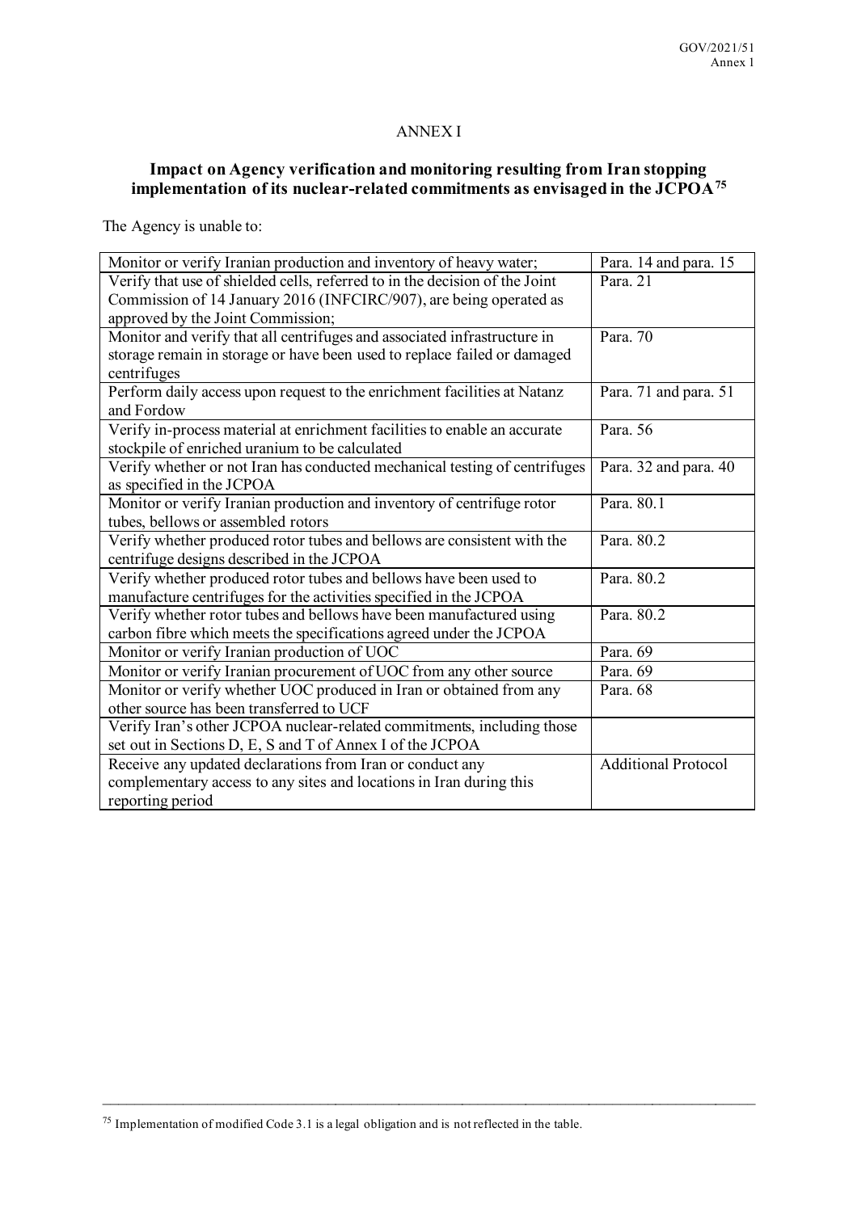# ANNEX I

## Impact on Agency verification and monitoring resulting from Iran stopping implementation of its nuclear-related commitments as envisaged in the JCPOA[75]

The Agency is unable to:

| | |
|---|---|
| Monitor or verify Iranian production and inventory of heavy water; | Para. 14 and para. 15 |
| Verify that use of shielded cells, referred to in the decision of the Joint Commission of 14 January 2016 (INFCIRC/907), are being operated as approved by the Joint Commission; | Para. 21 |
| Monitor and verify that all centrifuges and associated infrastructure in storage remain in storage or have been used to replace failed or damaged centrifuges | Para. 70 |
| Perform daily access upon request to the enrichment facilities at Natanz and Fordow | Para. 71 and para. 51 |
| Verify in-process material at enrichment facilities to enable an accurate stockpile of enriched uranium to be calculated | Para. 56 |
| Verify whether or not Iran has conducted mechanical testing of centrifuges as specified in the JCPOA | Para. 32 and para. 40 |
| Monitor or verify Iranian production and inventory of centrifuge rotor tubes, bellows or assembled rotors | Para. 80.1 |
| Verify whether produced rotor tubes and bellows are consistent with the centrifuge designs described in the JCPOA | Para. 80.2 |
| Verify whether produced rotor tubes and bellows have been used to manufacture centrifuges for the activities specified in the JCPOA | Para. 80.2 |
| Verify whether rotor tubes and bellows have been manufactured using carbon fibre which meets the specifications agreed under the JCPOA | Para. 80.2 |
| Monitor or verify Iranian production of UOC | Para. 69 |
| Monitor or verify Iranian procurement of UOC from any other source | Para. 69 |
| Monitor or verify whether UOC produced in Iran or obtained from any other source has been transferred to UCF | Para. 68 |
| Verify Iran's other JCPOA nuclear-related commitments, including those set out in Sections D, E, S and T of Annex I of the JCPOA | |
| Receive any updated declarations from Iran or conduct any complementary access to any sites and locations in Iran during this reporting period | Additional Protocol |

[75] Implementation of modified Code 3.1 is a legal obligation and is not reflected in the table.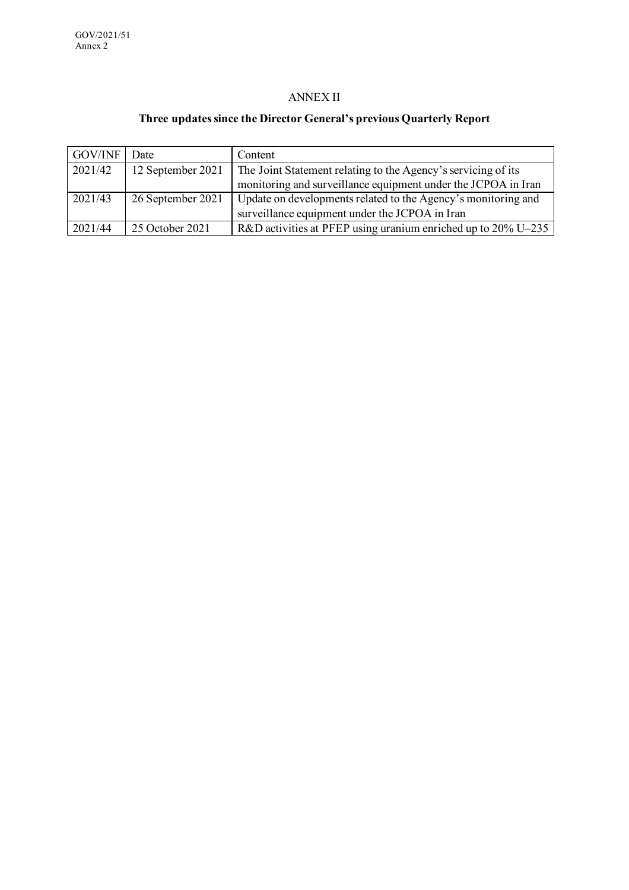# ANNEX II

## Three updates since the Director General's previous Quarterly Report

| GOV/INF | Date | Content |
|---|---|---|
| 2021/42 | 12 September 2021 | The Joint Statement relating to the Agency's servicing of its monitoring and surveillance equipment under the JCPOA in Iran |
| 2021/43 | 26 September 2021 | Update on developments related to the Agency's monitoring and surveillance equipment under the JCPOA in Iran |
| 2021/44 | 25 October 2021 | R&D activities at PFEP using uranium enriched up to 20% U–235 |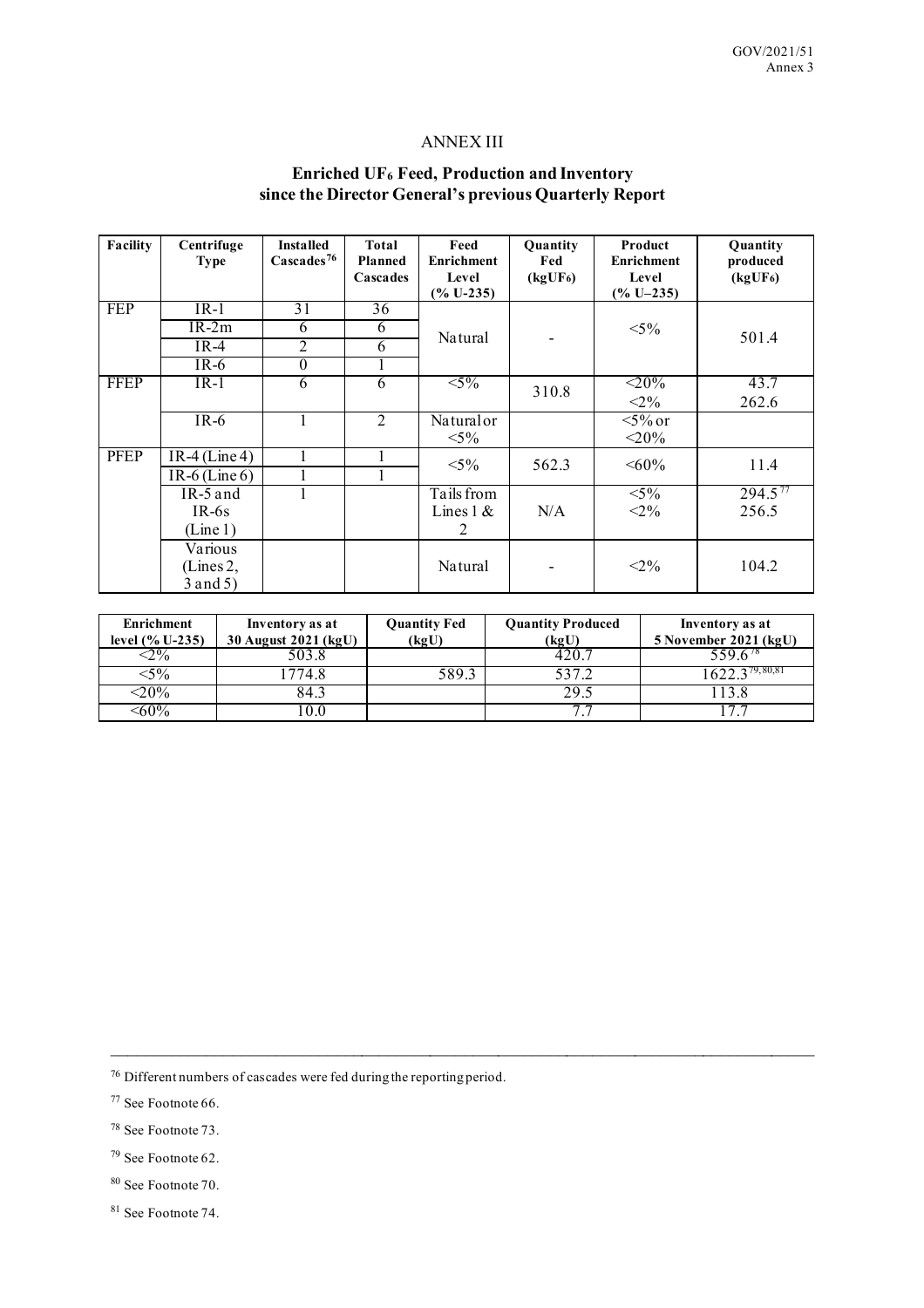## ANNEX III

### Enriched $UF_6$ Feed, Production and Inventory since the Director General's previous Quarterly Report

| Facility | Centrifuge Type | Installed Cascades[76] | Total Planned Cascades | Feed Enrichment Level (% U-235) | Quantity Fed ($kgUF_6$) | Product Enrichment Level (% U–235) | Quantity produced ($kgUF_6$) |
|---|---|---|---|---|---|---|---|
| FEP | IR-1 | 31 | 36 | Natural | - | <5% | 501.4 |
| | IR-2m | 6 | 6 | | | | |
| | IR-4 | 2 | 6 | | | | |
| | IR-6 | 0 | 1 | | | | |
| FFEP | IR-1 | 6 | 6 | <5% | 310.8 | <20%<br><2% | 43.7<br>262.6 |
| | IR-6 | 1 | 2 | Natural or <5% | | <5% or <20% | |
| PFEP | IR-4 (Line 4) | 1 | 1 | <5% | 562.3 | <60% | 11.4 |
| | IR-6 (Line 6) | 1 | 1 | | | | |
| | IR-5 and IR-6s (Line 1) | 1 | | Tails from Lines 1 & 2 | N/A | <5%<br><2% | 294.5[77]<br>256.5 |
| | Various (Lines 2, 3 and 5) | | | Natural | - | <2% | 104.2 |

| Enrichment level (% U-235) | Inventory as at 30 August 2021 (kgU) | Quantity Fed (kgU) | Quantity Produced (kgU) | Inventory as at 5 November 2021 (kgU) |
|---|---|---|---|---|
| <2% | 503.8 | | 420.7 | 559.6[78] |
| <5% | 1774.8 | 589.3 | 537.2 | 1622.3[79,80,81] |
| <20% | 84.3 | | 29.5 | 113.8 |
| <60% | 10.0 | | 7.7 | 17.7 |

---

[76] Different numbers of cascades were fed during the reporting period.

[77] See Footnote 66.

[78] See Footnote 73.

[79] See Footnote 62.

[80] See Footnote 70.

[81] See Footnote 74.